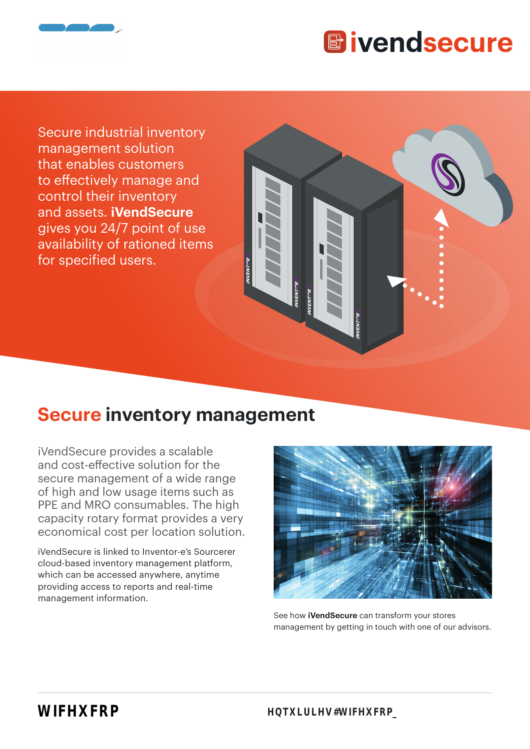# ivendsecure

Secure industrial inventory management solution that enables customers to effectively manage and control their inventory and assets. **iVendSecure** gives you 24/7 point of use availability of rationed items for specified users.

## Secure inventory management

iVendSecure provides a scalable and cost-effective solution for the secure management of a wide range of high and low usage items such as PPE and MRO consumables. The high capacity rotary format provides a very economical cost per location solution.

iVendSecure is linked to Inventor-e's Sourcerer cloud-based inventory management platform, which can be accessed anywhere, anytime providing access to reports and real-time management information.

See how **iVendSecure** can transform your stores management by getting in touch with one of our advisors.

WIFHXFRP

HQTXLULHV#WIFHXFRP_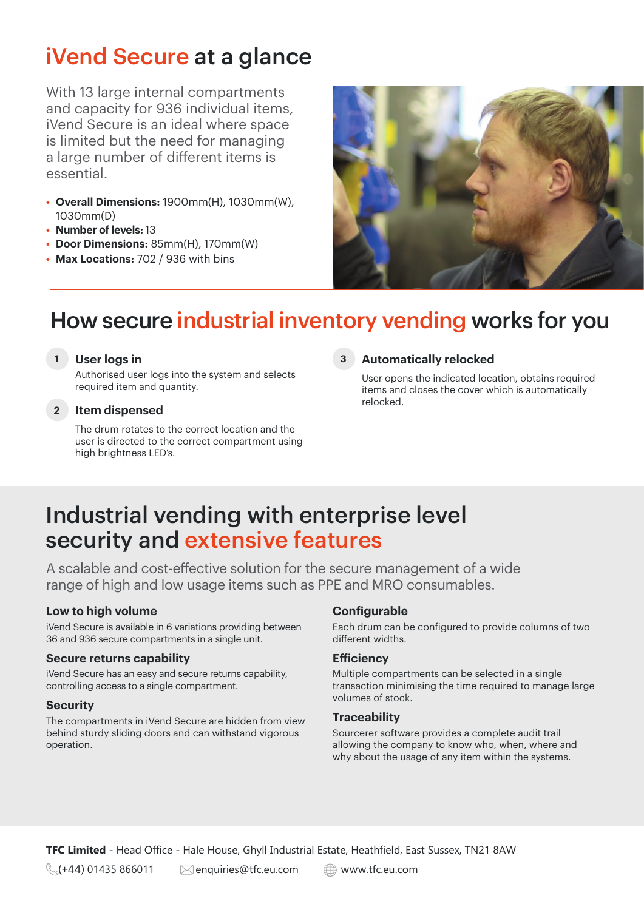# iVend Secure at a glance

With 13 large internal compartments and capacity for 936 individual items, iVend Secure is an ideal where space is limited but the need for managing a large number of different items is essential.

- **Overall Dimensions:** 1900mm(H), 1030mm(W), 1030mm(D)
- **Number of levels:** 13
- **Door Dimensions:** 85mm(H), 170mm(W)
- **Max Locations:** 702 / 936 with bins

## How secure industrial inventory vending works for you

### 1 User logs in

Authorised user logs into the system and selects required item and quantity.

### 2 Item dispensed

The drum rotates to the correct location and the user is directed to the correct compartment using high brightness LED's.

### 3 Automatically relocked

User opens the indicated location, obtains required items and closes the cover which is automatically relocked.

## Industrial vending with enterprise level security and extensive features

A scalable and cost-effective solution for the secure management of a wide range of high and low usage items such as PPE and MRO consumables.

### Low to high volume

iVend Secure is available in 6 variations providing between 36 and 936 secure compartments in a single unit.

### Secure returns capability

iVend Secure has an easy and secure returns capability, controlling access to a single compartment.

### Security

The compartments in iVend Secure are hidden from view behind sturdy sliding doors and can withstand vigorous operation.

### Configurable

Each drum can be configured to provide columns of two different widths.

### Efficiency

Multiple compartments can be selected in a single transaction minimising the time required to manage large volumes of stock.

### Traceability

Sourcerer software provides a complete audit trail allowing the company to know who, when, where and why about the usage of any item within the systems.

**TFC Limited** - Head Office - Hale House, Ghyll Industrial Estate, Heathfield, East Sussex, TN21 8AW

(+44) 01435 866011 enquiries@tfc.eu.com www.tfc.eu.com